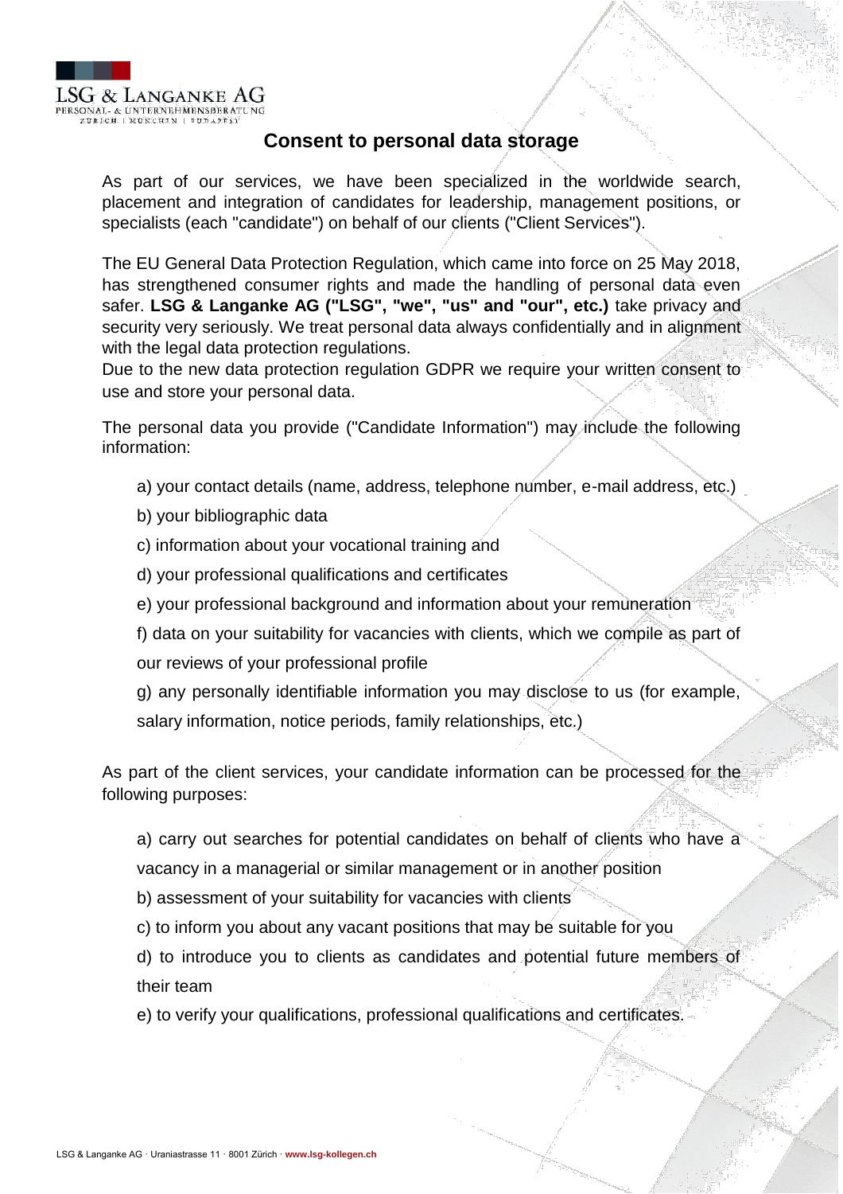LSG & LANGANKE AG
PERSONAL- & UNTERNEHMENSBERATUNG
ZÜRICH | MÜNCHEN | BUDAPEST

# Consent to personal data storage

As part of our services, we have been specialized in the worldwide search, placement and integration of candidates for leadership, management positions, or specialists (each "candidate") on behalf of our clients ("Client Services").

The EU General Data Protection Regulation, which came into force on 25 May 2018, has strengthened consumer rights and made the handling of personal data even safer. **LSG & Langanke AG ("LSG", "we", "us" and "our", etc.)** take privacy and security very seriously. We treat personal data always confidentially and in alignment with the legal data protection regulations.
Due to the new data protection regulation GDPR we require your written consent to use and store your personal data.

The personal data you provide ("Candidate Information") may include the following information:

a) your contact details (name, address, telephone number, e-mail address, etc.)

b) your bibliographic data

c) information about your vocational training and

d) your professional qualifications and certificates

e) your professional background and information about your remuneration

f) data on your suitability for vacancies with clients, which we compile as part of our reviews of your professional profile

g) any personally identifiable information you may disclose to us (for example, salary information, notice periods, family relationships, etc.)

As part of the client services, your candidate information can be processed for the following purposes:

a) carry out searches for potential candidates on behalf of clients who have a vacancy in a managerial or similar management or in another position

b) assessment of your suitability for vacancies with clients

c) to inform you about any vacant positions that may be suitable for you

d) to introduce you to clients as candidates and potential future members of their team

e) to verify your qualifications, professional qualifications and certificates.

LSG & Langanke AG · Uraniastrasse 11 · 8001 Zürich · www.lsg-kollegen.ch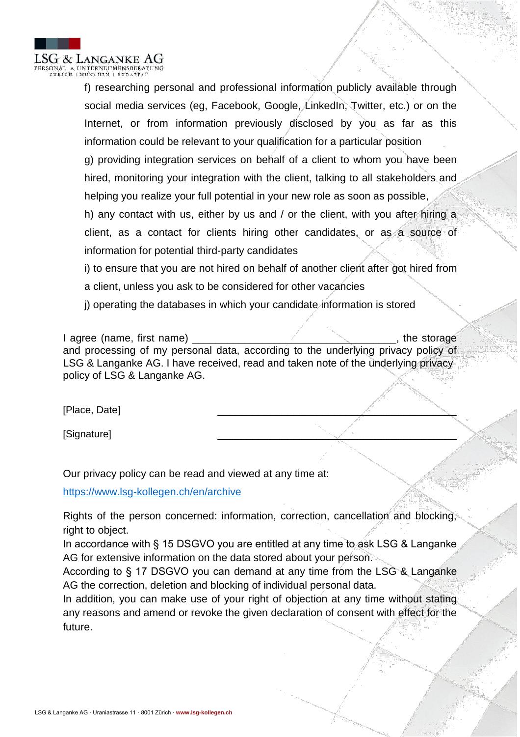f) researching personal and professional information publicly available through social media services (eg, Facebook, Google, LinkedIn, Twitter, etc.) or on the Internet, or from information previously disclosed by you as far as this information could be relevant to your qualification for a particular position

g) providing integration services on behalf of a client to whom you have been hired, monitoring your integration with the client, talking to all stakeholders and helping you realize your full potential in your new role as soon as possible,

h) any contact with us, either by us and / or the client, with you after hiring a client, as a contact for clients hiring other candidates, or as a source of information for potential third-party candidates

i) to ensure that you are not hired on behalf of another client after got hired from a client, unless you ask to be considered for other vacancies

j) operating the databases in which your candidate information is stored

I agree (name, first name) ___________________________________, the storage and processing of my personal data, according to the underlying privacy policy of LSG & Langanke AG. I have received, read and taken note of the underlying privacy policy of LSG & Langanke AG.

[Place, Date] _________________________________________

[Signature] _________________________________________

Our privacy policy can be read and viewed at any time at:

https://www.lsg-kollegen.ch/en/archive

Rights of the person concerned: information, correction, cancellation and blocking, right to object.
In accordance with § 15 DSGVO you are entitled at any time to ask LSG & Langanke AG for extensive information on the data stored about your person.
According to § 17 DSGVO you can demand at any time from the LSG & Langanke AG the correction, deletion and blocking of individual personal data.
In addition, you can make use of your right of objection at any time without stating any reasons and amend or revoke the given declaration of consent with effect for the future.